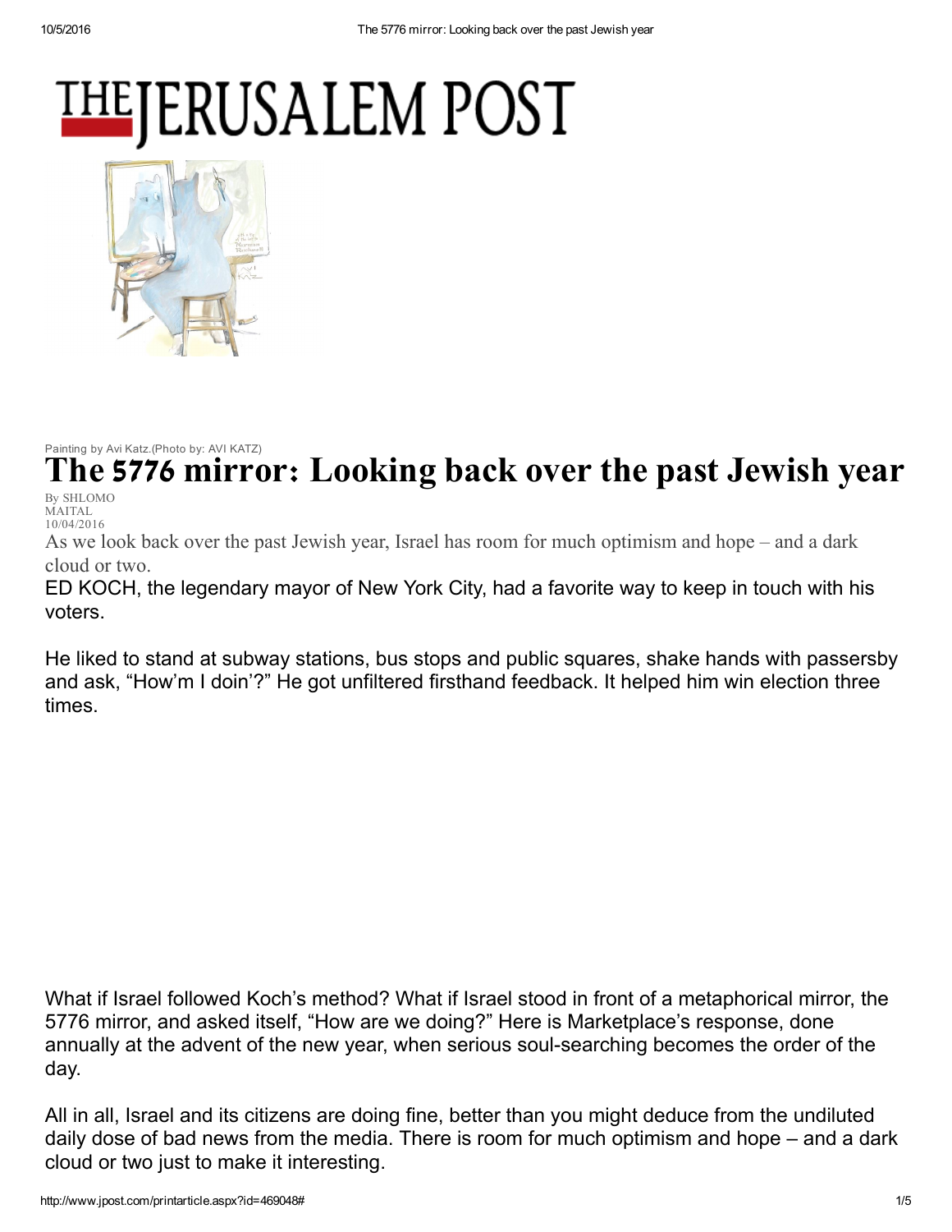# The 5776 mirror: Looking back over the past Jewish year

Painting by Avi Katz.(Photo by: AVI KATZ)

By SHLOMO MAITAL
10/04/2016

As we look back over the past Jewish year, Israel has room for much optimism and hope – and a dark cloud or two.

ED KOCH, the legendary mayor of New York City, had a favorite way to keep in touch with his voters.

He liked to stand at subway stations, bus stops and public squares, shake hands with passersby and ask, "How'm I doin'?" He got unfiltered firsthand feedback. It helped him win election three times.

What if Israel followed Koch's method? What if Israel stood in front of a metaphorical mirror, the 5776 mirror, and asked itself, "How are we doing?" Here is Marketplace's response, done annually at the advent of the new year, when serious soul-searching becomes the order of the day.

All in all, Israel and its citizens are doing fine, better than you might deduce from the undiluted daily dose of bad news from the media. There is room for much optimism and hope – and a dark cloud or two just to make it interesting.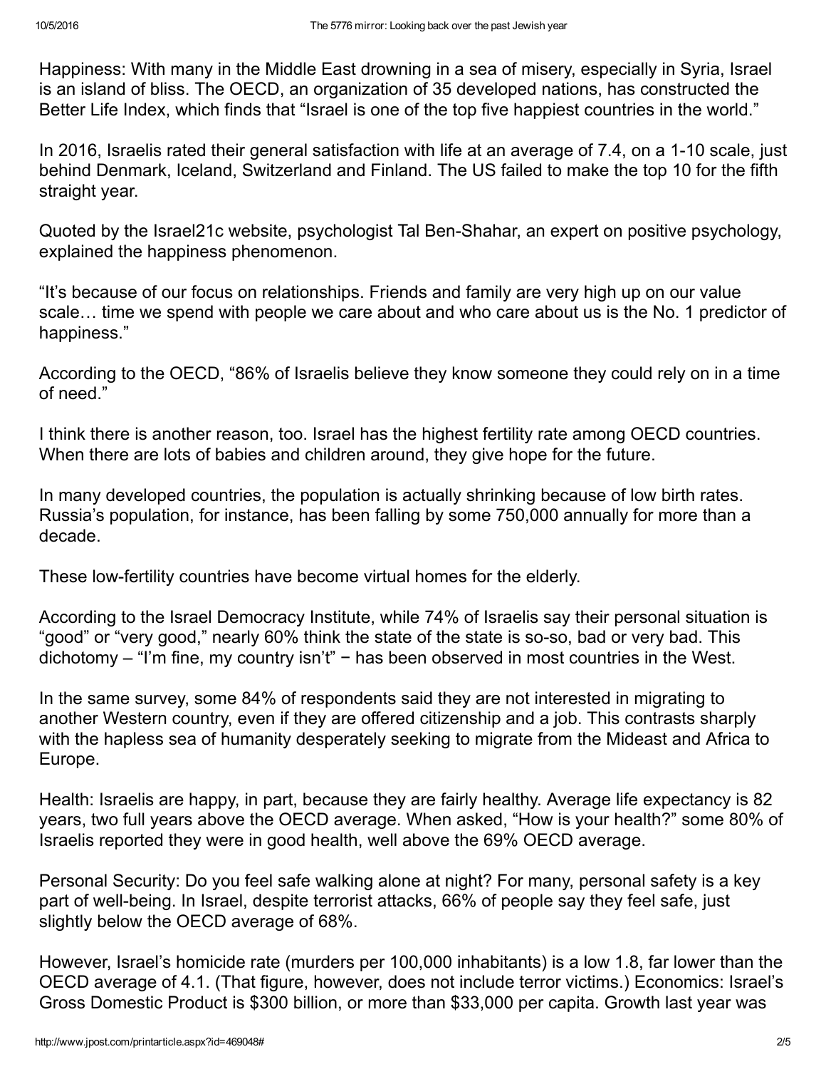Happiness: With many in the Middle East drowning in a sea of misery, especially in Syria, Israel is an island of bliss. The OECD, an organization of 35 developed nations, has constructed the Better Life Index, which finds that "Israel is one of the top five happiest countries in the world."

In 2016, Israelis rated their general satisfaction with life at an average of 7.4, on a 1-10 scale, just behind Denmark, Iceland, Switzerland and Finland. The US failed to make the top 10 for the fifth straight year.

Quoted by the Israel21c website, psychologist Tal Ben-Shahar, an expert on positive psychology, explained the happiness phenomenon.

"It's because of our focus on relationships. Friends and family are very high up on our value scale… time we spend with people we care about and who care about us is the No. 1 predictor of happiness."

According to the OECD, "86% of Israelis believe they know someone they could rely on in a time of need."

I think there is another reason, too. Israel has the highest fertility rate among OECD countries. When there are lots of babies and children around, they give hope for the future.

In many developed countries, the population is actually shrinking because of low birth rates. Russia's population, for instance, has been falling by some 750,000 annually for more than a decade.

These low-fertility countries have become virtual homes for the elderly.

According to the Israel Democracy Institute, while 74% of Israelis say their personal situation is "good" or "very good," nearly 60% think the state of the state is so-so, bad or very bad. This dichotomy – "I'm fine, my country isn't" − has been observed in most countries in the West.

In the same survey, some 84% of respondents said they are not interested in migrating to another Western country, even if they are offered citizenship and a job. This contrasts sharply with the hapless sea of humanity desperately seeking to migrate from the Mideast and Africa to Europe.

Health: Israelis are happy, in part, because they are fairly healthy. Average life expectancy is 82 years, two full years above the OECD average. When asked, "How is your health?" some 80% of Israelis reported they were in good health, well above the 69% OECD average.

Personal Security: Do you feel safe walking alone at night? For many, personal safety is a key part of well-being. In Israel, despite terrorist attacks, 66% of people say they feel safe, just slightly below the OECD average of 68%.

However, Israel's homicide rate (murders per 100,000 inhabitants) is a low 1.8, far lower than the OECD average of 4.1. (That figure, however, does not include terror victims.) Economics: Israel's Gross Domestic Product is $300 billion, or more than $33,000 per capita. Growth last year was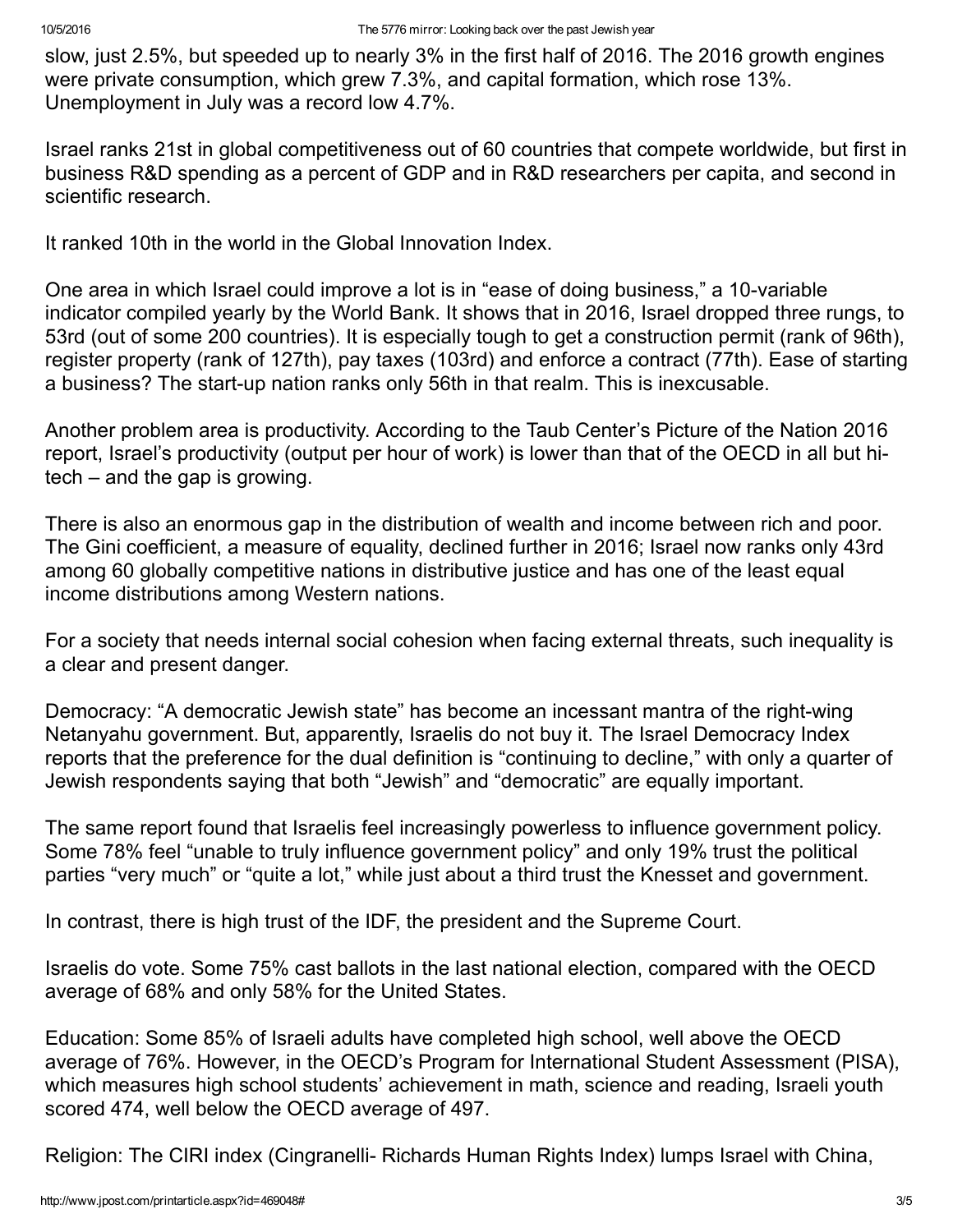slow, just 2.5%, but speeded up to nearly 3% in the first half of 2016. The 2016 growth engines were private consumption, which grew 7.3%, and capital formation, which rose 13%. Unemployment in July was a record low 4.7%.

Israel ranks 21st in global competitiveness out of 60 countries that compete worldwide, but first in business R&D spending as a percent of GDP and in R&D researchers per capita, and second in scientific research.

It ranked 10th in the world in the Global Innovation Index.

One area in which Israel could improve a lot is in "ease of doing business," a 10-variable indicator compiled yearly by the World Bank. It shows that in 2016, Israel dropped three rungs, to 53rd (out of some 200 countries). It is especially tough to get a construction permit (rank of 96th), register property (rank of 127th), pay taxes (103rd) and enforce a contract (77th). Ease of starting a business? The start-up nation ranks only 56th in that realm. This is inexcusable.

Another problem area is productivity. According to the Taub Center's Picture of the Nation 2016 report, Israel's productivity (output per hour of work) is lower than that of the OECD in all but hi-tech – and the gap is growing.

There is also an enormous gap in the distribution of wealth and income between rich and poor. The Gini coefficient, a measure of equality, declined further in 2016; Israel now ranks only 43rd among 60 globally competitive nations in distributive justice and has one of the least equal income distributions among Western nations.

For a society that needs internal social cohesion when facing external threats, such inequality is a clear and present danger.

Democracy: "A democratic Jewish state" has become an incessant mantra of the right-wing Netanyahu government. But, apparently, Israelis do not buy it. The Israel Democracy Index reports that the preference for the dual definition is "continuing to decline," with only a quarter of Jewish respondents saying that both "Jewish" and "democratic" are equally important.

The same report found that Israelis feel increasingly powerless to influence government policy. Some 78% feel "unable to truly influence government policy" and only 19% trust the political parties "very much" or "quite a lot," while just about a third trust the Knesset and government.

In contrast, there is high trust of the IDF, the president and the Supreme Court.

Israelis do vote. Some 75% cast ballots in the last national election, compared with the OECD average of 68% and only 58% for the United States.

Education: Some 85% of Israeli adults have completed high school, well above the OECD average of 76%. However, in the OECD's Program for International Student Assessment (PISA), which measures high school students' achievement in math, science and reading, Israeli youth scored 474, well below the OECD average of 497.

Religion: The CIRI index (Cingranelli- Richards Human Rights Index) lumps Israel with China,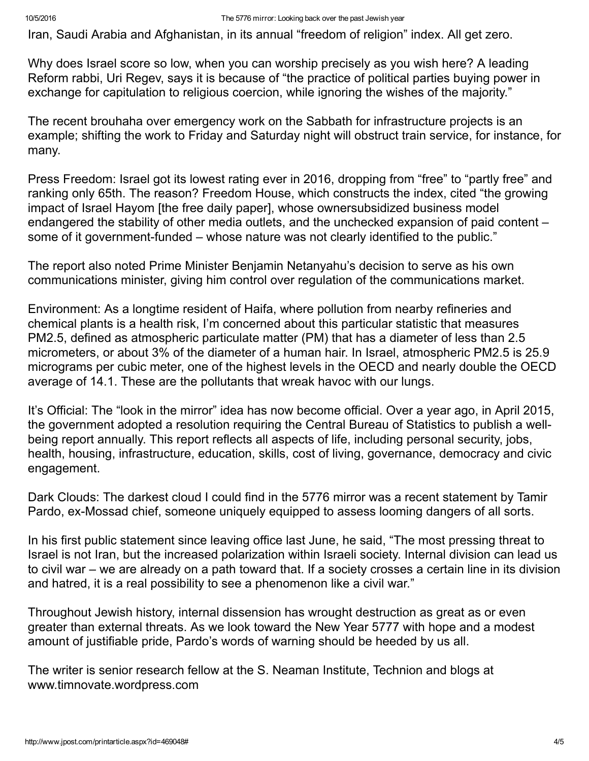Iran, Saudi Arabia and Afghanistan, in its annual "freedom of religion" index. All get zero.

Why does Israel score so low, when you can worship precisely as you wish here? A leading Reform rabbi, Uri Regev, says it is because of "the practice of political parties buying power in exchange for capitulation to religious coercion, while ignoring the wishes of the majority."

The recent brouhaha over emergency work on the Sabbath for infrastructure projects is an example; shifting the work to Friday and Saturday night will obstruct train service, for instance, for many.

Press Freedom: Israel got its lowest rating ever in 2016, dropping from "free" to "partly free" and ranking only 65th. The reason? Freedom House, which constructs the index, cited "the growing impact of Israel Hayom [the free daily paper], whose ownersubsidized business model endangered the stability of other media outlets, and the unchecked expansion of paid content – some of it government-funded – whose nature was not clearly identified to the public."

The report also noted Prime Minister Benjamin Netanyahu's decision to serve as his own communications minister, giving him control over regulation of the communications market.

Environment: As a longtime resident of Haifa, where pollution from nearby refineries and chemical plants is a health risk, I'm concerned about this particular statistic that measures PM2.5, defined as atmospheric particulate matter (PM) that has a diameter of less than 2.5 micrometers, or about 3% of the diameter of a human hair. In Israel, atmospheric PM2.5 is 25.9 micrograms per cubic meter, one of the highest levels in the OECD and nearly double the OECD average of 14.1. These are the pollutants that wreak havoc with our lungs.

It's Official: The "look in the mirror" idea has now become official. Over a year ago, in April 2015, the government adopted a resolution requiring the Central Bureau of Statistics to publish a well-being report annually. This report reflects all aspects of life, including personal security, jobs, health, housing, infrastructure, education, skills, cost of living, governance, democracy and civic engagement.

Dark Clouds: The darkest cloud I could find in the 5776 mirror was a recent statement by Tamir Pardo, ex-Mossad chief, someone uniquely equipped to assess looming dangers of all sorts.

In his first public statement since leaving office last June, he said, "The most pressing threat to Israel is not Iran, but the increased polarization within Israeli society. Internal division can lead us to civil war – we are already on a path toward that. If a society crosses a certain line in its division and hatred, it is a real possibility to see a phenomenon like a civil war."

Throughout Jewish history, internal dissension has wrought destruction as great as or even greater than external threats. As we look toward the New Year 5777 with hope and a modest amount of justifiable pride, Pardo's words of warning should be heeded by us all.

The writer is senior research fellow at the S. Neaman Institute, Technion and blogs at www.timnovate.wordpress.com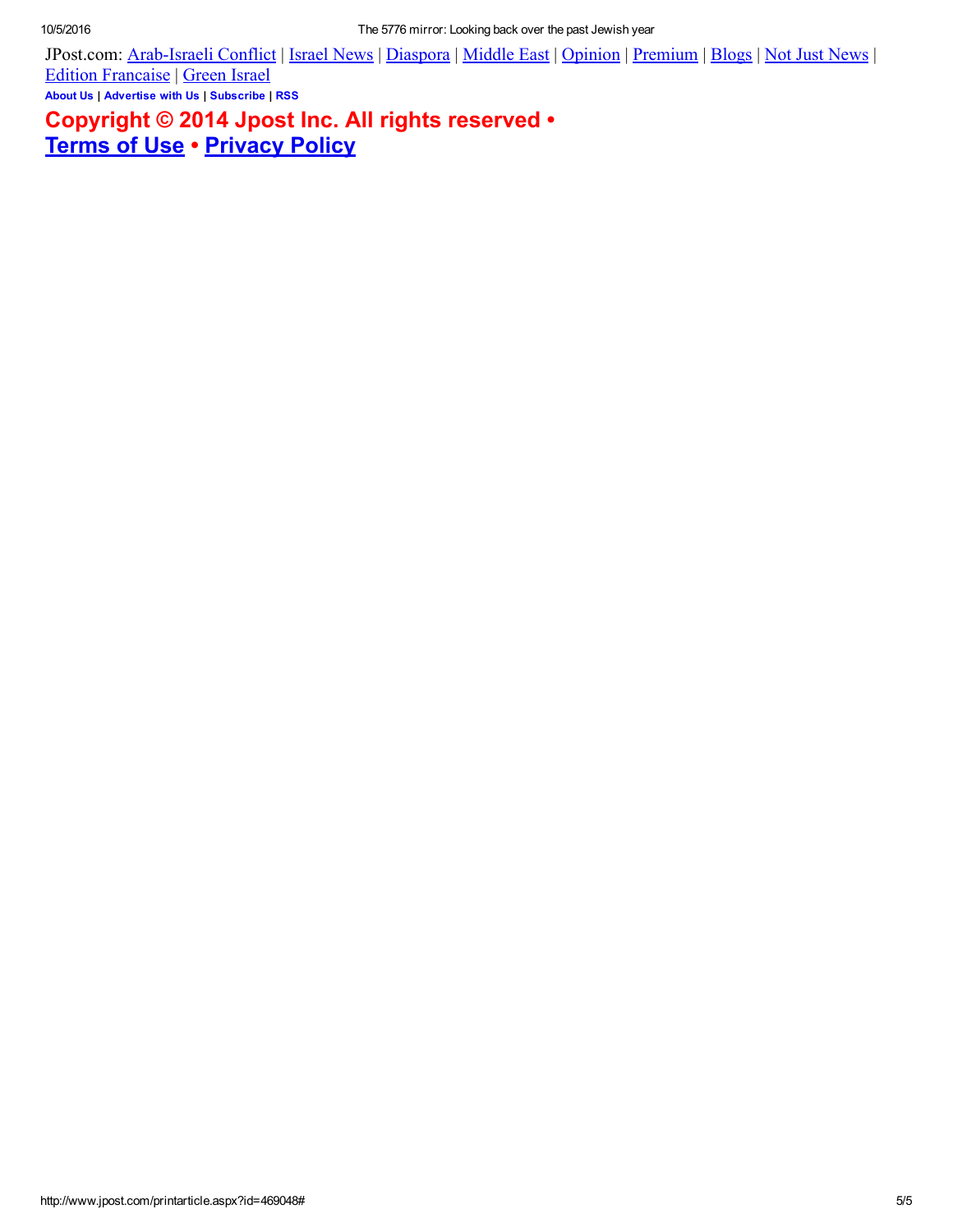JPost.com: Arab-Israeli Conflict | Israel News | Diaspora | Middle East | Opinion | Premium | Blogs | Not Just News | Edition Francaise | Green Israel

**About Us** | **Advertise with Us** | **Subscribe** | **RSS**

**Copyright © 2014 Jpost Inc. All rights reserved • Terms of Use • Privacy Policy**